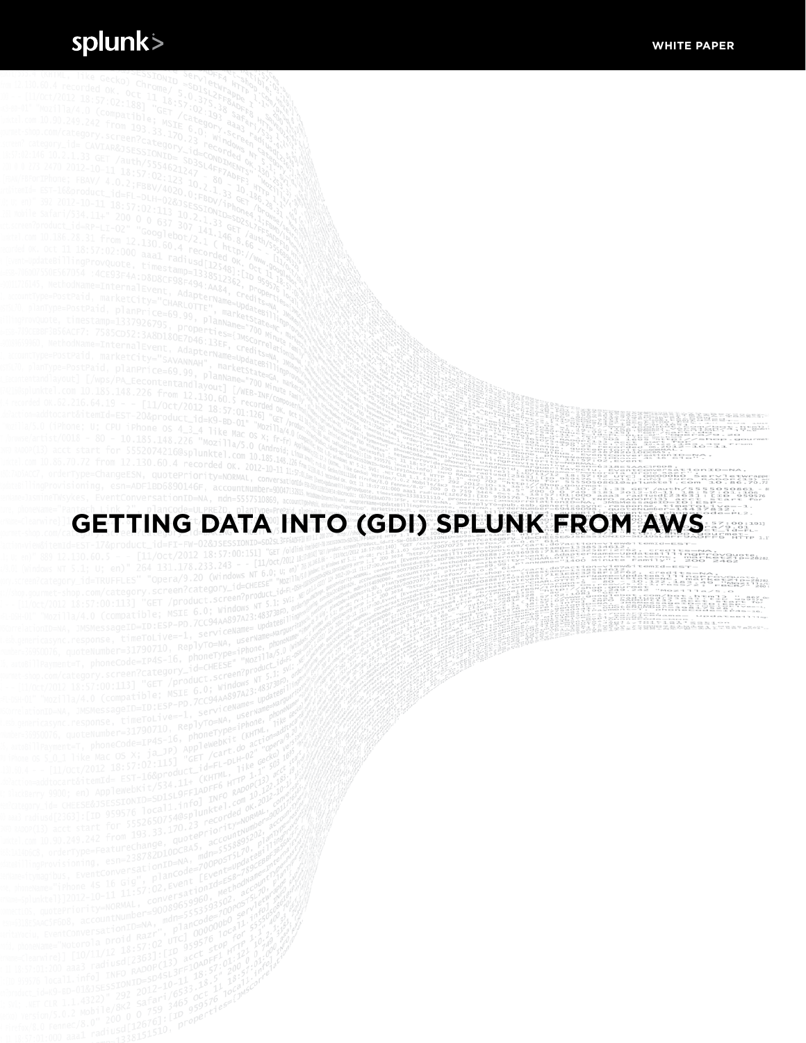WHITE PAPER

# GETTING DATA INTO (GDI) SPLUNK FROM AWS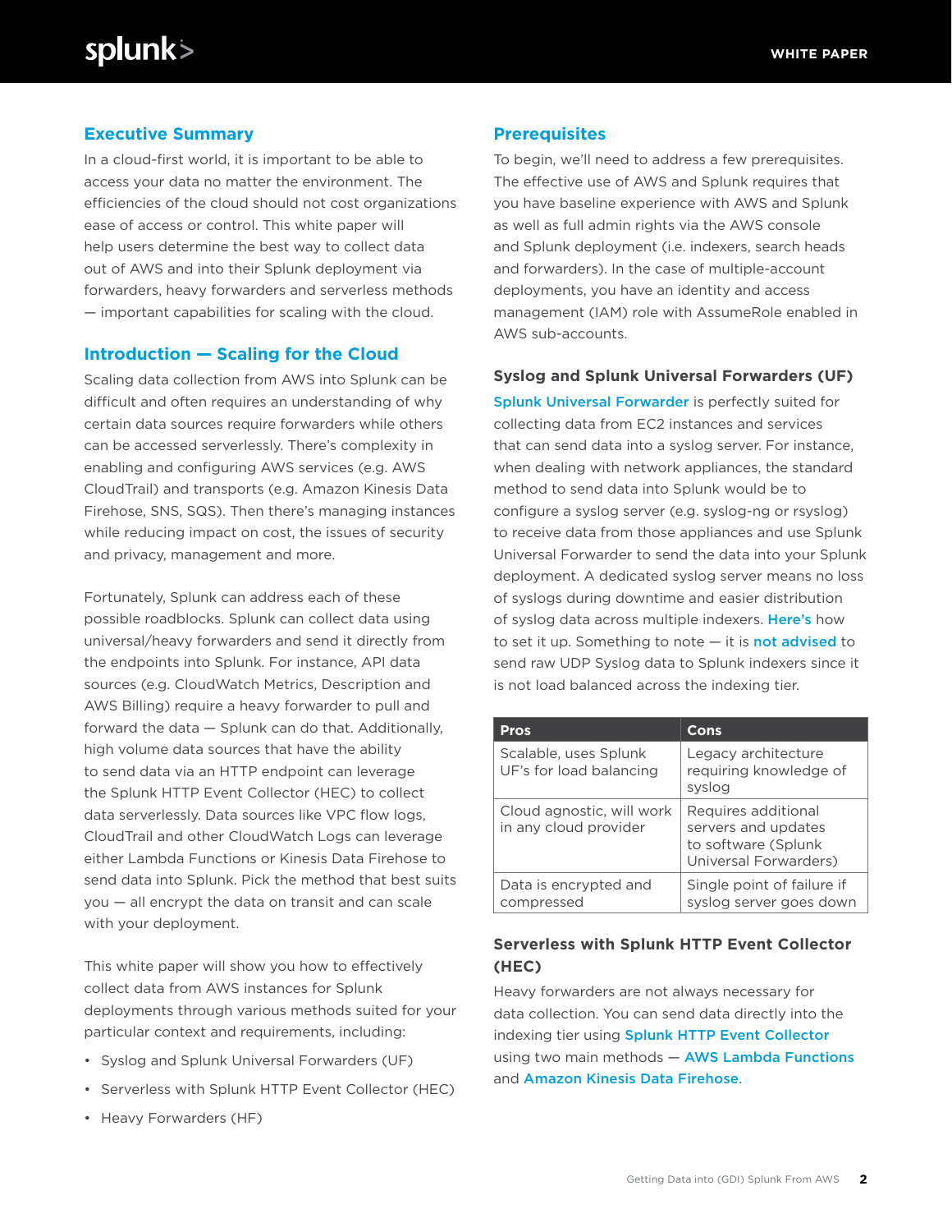## Executive Summary

In a cloud-first world, it is important to be able to access your data no matter the environment. The efficiencies of the cloud should not cost organizations ease of access or control. This white paper will help users determine the best way to collect data out of AWS and into their Splunk deployment via forwarders, heavy forwarders and serverless methods — important capabilities for scaling with the cloud.

## Introduction — Scaling for the Cloud

Scaling data collection from AWS into Splunk can be difficult and often requires an understanding of why certain data sources require forwarders while others can be accessed serverlessly. There's complexity in enabling and configuring AWS services (e.g. AWS CloudTrail) and transports (e.g. Amazon Kinesis Data Firehose, SNS, SQS). Then there's managing instances while reducing impact on cost, the issues of security and privacy, management and more.

Fortunately, Splunk can address each of these possible roadblocks. Splunk can collect data using universal/heavy forwarders and send it directly from the endpoints into Splunk. For instance, API data sources (e.g. CloudWatch Metrics, Description and AWS Billing) require a heavy forwarder to pull and forward the data — Splunk can do that. Additionally, high volume data sources that have the ability to send data via an HTTP endpoint can leverage the Splunk HTTP Event Collector (HEC) to collect data serverlessly. Data sources like VPC flow logs, CloudTrail and other CloudWatch Logs can leverage either Lambda Functions or Kinesis Data Firehose to send data into Splunk. Pick the method that best suits you — all encrypt the data on transit and can scale with your deployment.

This white paper will show you how to effectively collect data from AWS instances for Splunk deployments through various methods suited for your particular context and requirements, including:

- Syslog and Splunk Universal Forwarders (UF)
- Serverless with Splunk HTTP Event Collector (HEC)
- Heavy Forwarders (HF)

## Prerequisites

To begin, we'll need to address a few prerequisites. The effective use of AWS and Splunk requires that you have baseline experience with AWS and Splunk as well as full admin rights via the AWS console and Splunk deployment (i.e. indexers, search heads and forwarders). In the case of multiple-account deployments, you have an identity and access management (IAM) role with AssumeRole enabled in AWS sub-accounts.

### Syslog and Splunk Universal Forwarders (UF)

Splunk Universal Forwarder is perfectly suited for collecting data from EC2 instances and services that can send data into a syslog server. For instance, when dealing with network appliances, the standard method to send data into Splunk would be to configure a syslog server (e.g. syslog-ng or rsyslog) to receive data from those appliances and use Splunk Universal Forwarder to send the data into your Splunk deployment. A dedicated syslog server means no loss of syslogs during downtime and easier distribution of syslog data across multiple indexers. Here's how to set it up. Something to note — it is not advised to send raw UDP Syslog data to Splunk indexers since it is not load balanced across the indexing tier.

| Pros | Cons |
|---|---|
| Scalable, uses Splunk UF's for load balancing | Legacy architecture requiring knowledge of syslog |
| Cloud agnostic, will work in any cloud provider | Requires additional servers and updates to software (Splunk Universal Forwarders) |
| Data is encrypted and compressed | Single point of failure if syslog server goes down |

### Serverless with Splunk HTTP Event Collector (HEC)

Heavy forwarders are not always necessary for data collection. You can send data directly into the indexing tier using Splunk HTTP Event Collector using two main methods — AWS Lambda Functions and Amazon Kinesis Data Firehose.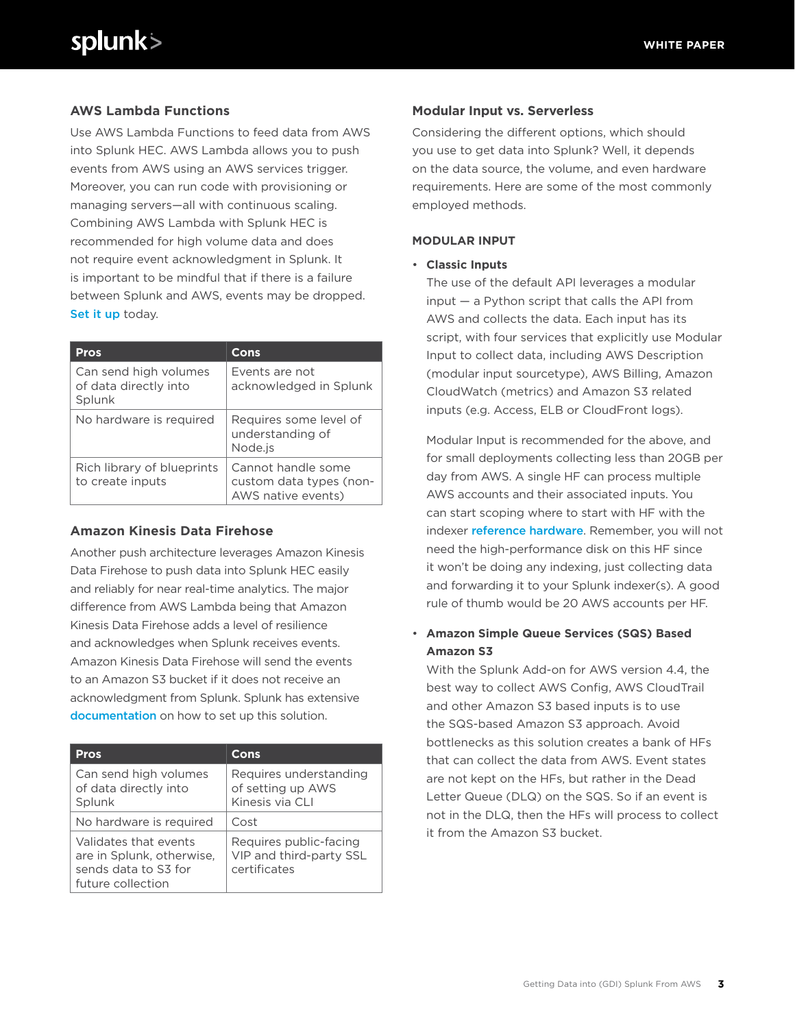### AWS Lambda Functions

Use AWS Lambda Functions to feed data from AWS into Splunk HEC. AWS Lambda allows you to push events from AWS using an AWS services trigger. Moreover, you can run code with provisioning or managing servers—all with continuous scaling. Combining AWS Lambda with Splunk HEC is recommended for high volume data and does not require event acknowledgment in Splunk. It is important to be mindful that if there is a failure between Splunk and AWS, events may be dropped. Set it up today.

| Pros | Cons |
|---|---|
| Can send high volumes of data directly into Splunk | Events are not acknowledged in Splunk |
| No hardware is required | Requires some level of understanding of Node.js |
| Rich library of blueprints to create inputs | Cannot handle some custom data types (non-AWS native events) |

### Amazon Kinesis Data Firehose

Another push architecture leverages Amazon Kinesis Data Firehose to push data into Splunk HEC easily and reliably for near real-time analytics. The major difference from AWS Lambda being that Amazon Kinesis Data Firehose adds a level of resilience and acknowledges when Splunk receives events. Amazon Kinesis Data Firehose will send the events to an Amazon S3 bucket if it does not receive an acknowledgment from Splunk. Splunk has extensive documentation on how to set up this solution.

| Pros | Cons |
|---|---|
| Can send high volumes of data directly into Splunk | Requires understanding of setting up AWS Kinesis via CLI |
| No hardware is required | Cost |
| Validates that events are in Splunk, otherwise, sends data to S3 for future collection | Requires public-facing VIP and third-party SSL certificates |

### Modular Input vs. Serverless

Considering the different options, which should you use to get data into Splunk? Well, it depends on the data source, the volume, and even hardware requirements. Here are some of the most commonly employed methods.

#### MODULAR INPUT

- **Classic Inputs**

  The use of the default API leverages a modular input — a Python script that calls the API from AWS and collects the data. Each input has its script, with four services that explicitly use Modular Input to collect data, including AWS Description (modular input sourcetype), AWS Billing, Amazon CloudWatch (metrics) and Amazon S3 related inputs (e.g. Access, ELB or CloudFront logs).

  Modular Input is recommended for the above, and for small deployments collecting less than 20GB per day from AWS. A single HF can process multiple AWS accounts and their associated inputs. You can start scoping where to start with HF with the indexer reference hardware. Remember, you will not need the high-performance disk on this HF since it won't be doing any indexing, just collecting data and forwarding it to your Splunk indexer(s). A good rule of thumb would be 20 AWS accounts per HF.

- **Amazon Simple Queue Services (SQS) Based Amazon S3**

  With the Splunk Add-on for AWS version 4.4, the best way to collect AWS Config, AWS CloudTrail and other Amazon S3 based inputs is to use the SQS-based Amazon S3 approach. Avoid bottlenecks as this solution creates a bank of HFs that can collect the data from AWS. Event states are not kept on the HFs, but rather in the Dead Letter Queue (DLQ) on the SQS. So if an event is not in the DLQ, then the HFs will process to collect it from the Amazon S3 bucket.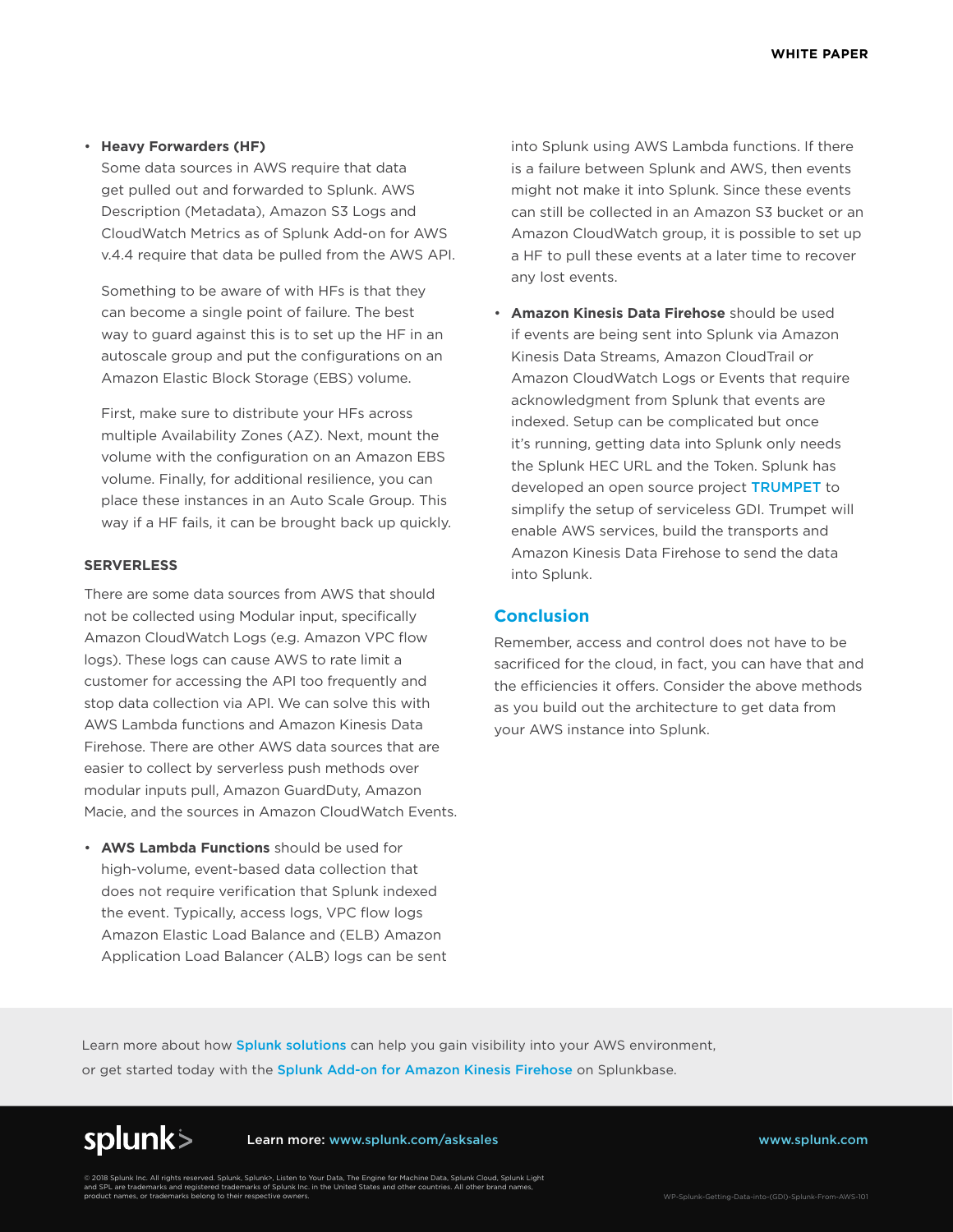- **Heavy Forwarders (HF)**
  Some data sources in AWS require that data get pulled out and forwarded to Splunk. AWS Description (Metadata), Amazon S3 Logs and CloudWatch Metrics as of Splunk Add-on for AWS v.4.4 require that data be pulled from the AWS API.

  Something to be aware of with HFs is that they can become a single point of failure. The best way to guard against this is to set up the HF in an autoscale group and put the configurations on an Amazon Elastic Block Storage (EBS) volume.

  First, make sure to distribute your HFs across multiple Availability Zones (AZ). Next, mount the volume with the configuration on an Amazon EBS volume. Finally, for additional resilience, you can place these instances in an Auto Scale Group. This way if a HF fails, it can be brought back up quickly.

### SERVERLESS

There are some data sources from AWS that should not be collected using Modular input, specifically Amazon CloudWatch Logs (e.g. Amazon VPC flow logs). These logs can cause AWS to rate limit a customer for accessing the API too frequently and stop data collection via API. We can solve this with AWS Lambda functions and Amazon Kinesis Data Firehose. There are other AWS data sources that are easier to collect by serverless push methods over modular inputs pull, Amazon GuardDuty, Amazon Macie, and the sources in Amazon CloudWatch Events.

- **AWS Lambda Functions** should be used for high-volume, event-based data collection that does not require verification that Splunk indexed the event. Typically, access logs, VPC flow logs Amazon Elastic Load Balance and (ELB) Amazon Application Load Balancer (ALB) logs can be sent into Splunk using AWS Lambda functions. If there is a failure between Splunk and AWS, then events might not make it into Splunk. Since these events can still be collected in an Amazon S3 bucket or an Amazon CloudWatch group, it is possible to set up a HF to pull these events at a later time to recover any lost events.

- **Amazon Kinesis Data Firehose** should be used if events are being sent into Splunk via Amazon Kinesis Data Streams, Amazon CloudTrail or Amazon CloudWatch Logs or Events that require acknowledgment from Splunk that events are indexed. Setup can be complicated but once it's running, getting data into Splunk only needs the Splunk HEC URL and the Token. Splunk has developed an open source project TRUMPET to simplify the setup of serviceless GDI. Trumpet will enable AWS services, build the transports and Amazon Kinesis Data Firehose to send the data into Splunk.

## Conclusion

Remember, access and control does not have to be sacrificed for the cloud, in fact, you can have that and the efficiencies it offers. Consider the above methods as you build out the architecture to get data from your AWS instance into Splunk.

Learn more about how Splunk solutions can help you gain visibility into your AWS environment, or get started today with the Splunk Add-on for Amazon Kinesis Firehose on Splunkbase.

splunk>

Learn more: www.splunk.com/asksales

www.splunk.com

© 2018 Splunk Inc. All rights reserved. Splunk, Splunk>, Listen to Your Data, The Engine for Machine Data, Splunk Cloud, Splunk Light and SPL are trademarks and registered trademarks of Splunk Inc. in the United States and other countries. All other brand names, product names, or trademarks belong to their respective owners.

WP-Splunk-Getting-Data-into-(GDI)-Splunk-From-AWS-101